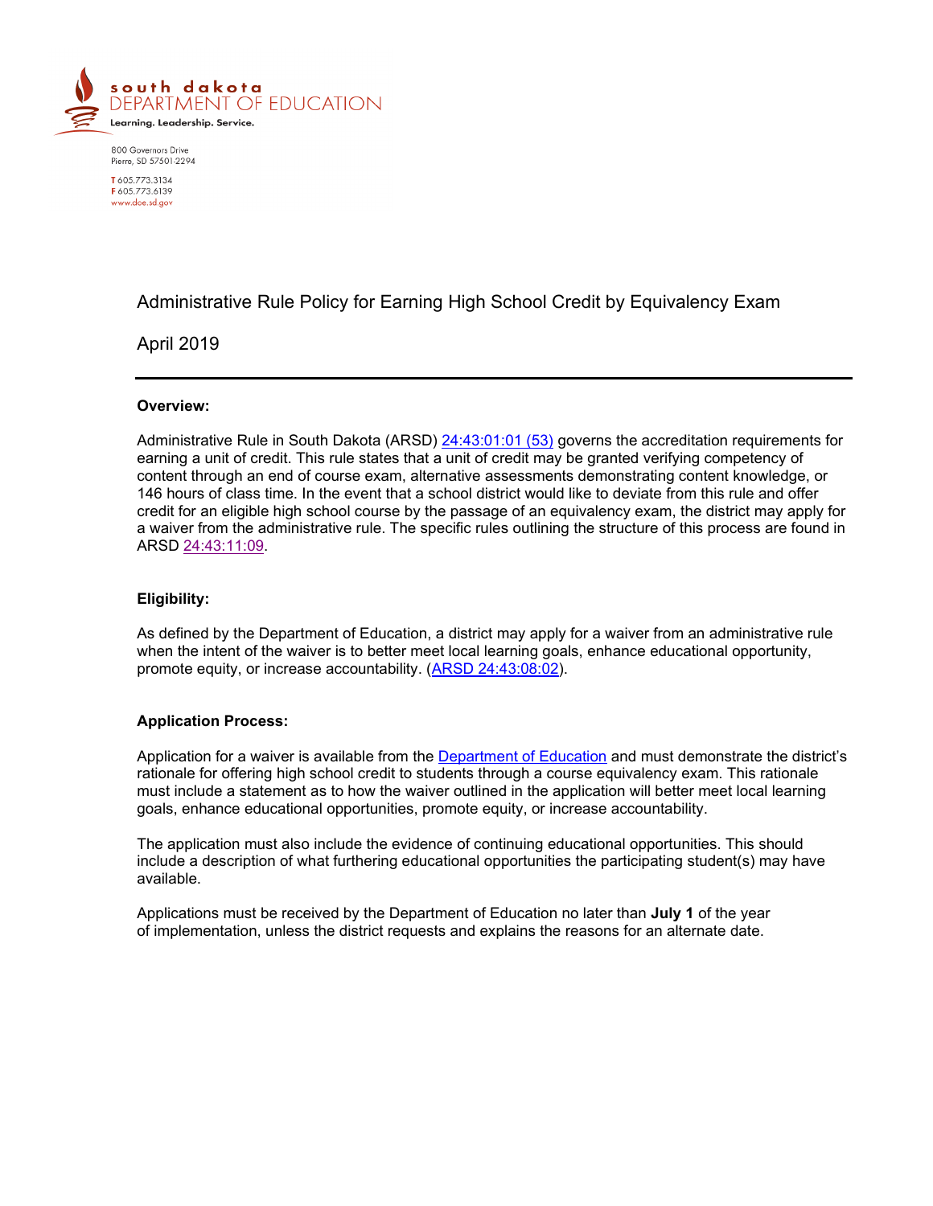south dakota
DEPARTMENT OF EDUCATION
Learning. Leadership. Service.

800 Governors Drive
Pierre, SD 57501-2294

T 605.773.3134
F 605.773.6139
www.doe.sd.gov

# Administrative Rule Policy for Earning High School Credit by Equivalency Exam

April 2019

---

**Overview:**

Administrative Rule in South Dakota (ARSD) 24:43:01:01 (53) governs the accreditation requirements for earning a unit of credit. This rule states that a unit of credit may be granted verifying competency of content through an end of course exam, alternative assessments demonstrating content knowledge, or 146 hours of class time. In the event that a school district would like to deviate from this rule and offer credit for an eligible high school course by the passage of an equivalency exam, the district may apply for a waiver from the administrative rule. The specific rules outlining the structure of this process are found in ARSD 24:43:11:09.

**Eligibility:**

As defined by the Department of Education, a district may apply for a waiver from an administrative rule when the intent of the waiver is to better meet local learning goals, enhance educational opportunity, promote equity, or increase accountability. (ARSD 24:43:08:02).

**Application Process:**

Application for a waiver is available from the Department of Education and must demonstrate the district's rationale for offering high school credit to students through a course equivalency exam. This rationale must include a statement as to how the waiver outlined in the application will better meet local learning goals, enhance educational opportunities, promote equity, or increase accountability.

The application must also include the evidence of continuing educational opportunities. This should include a description of what furthering educational opportunities the participating student(s) may have available.

Applications must be received by the Department of Education no later than **July 1** of the year of implementation, unless the district requests and explains the reasons for an alternate date.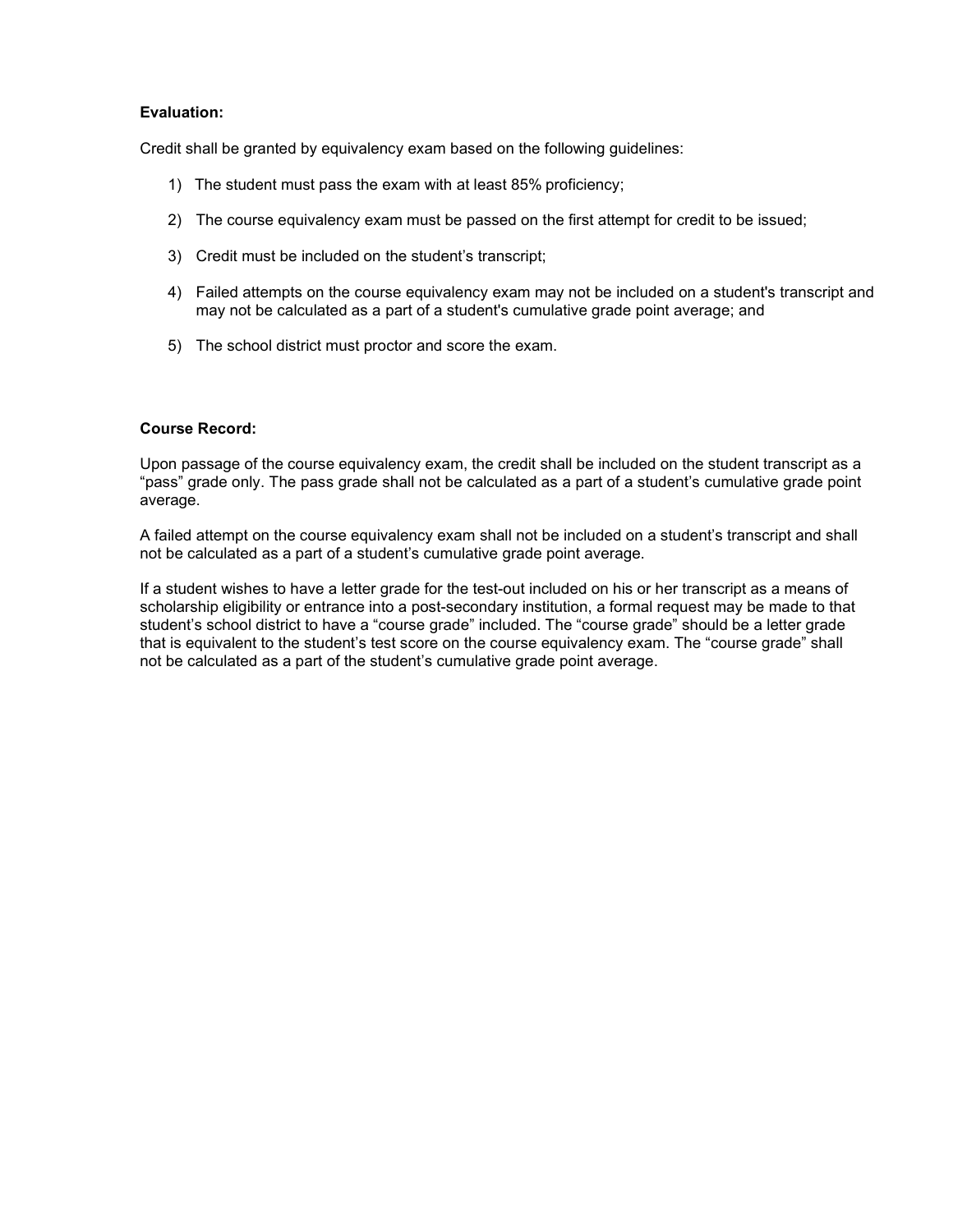**Evaluation:**

Credit shall be granted by equivalency exam based on the following guidelines:

1) The student must pass the exam with at least 85% proficiency;
2) The course equivalency exam must be passed on the first attempt for credit to be issued;
3) Credit must be included on the student's transcript;
4) Failed attempts on the course equivalency exam may not be included on a student's transcript and may not be calculated as a part of a student's cumulative grade point average; and
5) The school district must proctor and score the exam.

**Course Record:**

Upon passage of the course equivalency exam, the credit shall be included on the student transcript as a "pass" grade only. The pass grade shall not be calculated as a part of a student's cumulative grade point average.

A failed attempt on the course equivalency exam shall not be included on a student's transcript and shall not be calculated as a part of a student's cumulative grade point average.

If a student wishes to have a letter grade for the test-out included on his or her transcript as a means of scholarship eligibility or entrance into a post-secondary institution, a formal request may be made to that student's school district to have a "course grade" included. The "course grade" should be a letter grade that is equivalent to the student's test score on the course equivalency exam. The "course grade" shall not be calculated as a part of the student's cumulative grade point average.